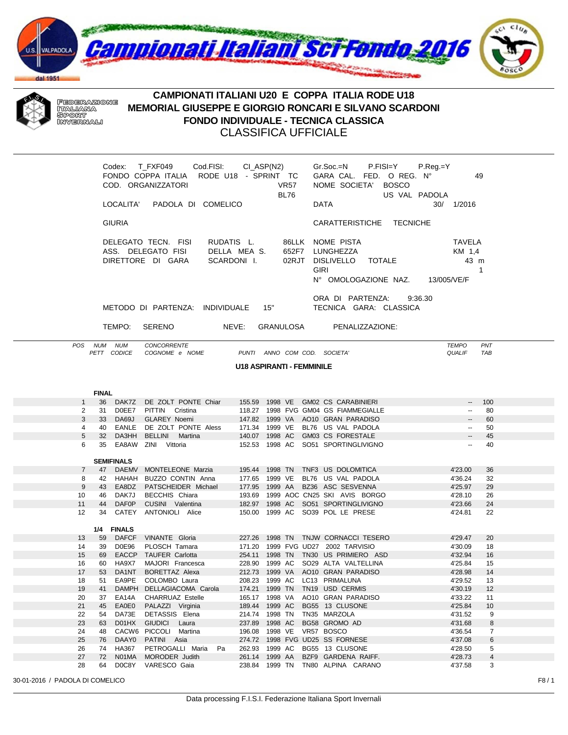# Campionati Italiani Sci Fondo 2016

FEDERAZIONE ITALIANA SPORT INVERNALI

## CAMPIONATI ITALIANI U20 E COPPA ITALIA RODE U18
## MEMORIAL GIUSEPPE E GIORGIO RONCARI E SILVANO SCARDONI
## FONDO INDIVIDUALE - TECNICA CLASSICA
## CLASSIFICA UFFICIALE

Codex: T_FXF049 Cod.FISI: CI_ASP(N2) Gr.Soc.=N P.FISI=Y P.Reg.=Y
FONDO COPPA ITALIA RODE U18 - SPRINT TC GARA CAL. FED. O REG. N° 49
COD. ORGANIZZATORI VR57 BL76 NOME SOCIETA' BOSCO US VAL PADOLA
LOCALITA' PADOLA DI COMELICO DATA 30/ 1/2016

GIURIA | CARATTERISTICHE TECNICHE

DELEGATO TECN. FISI RUDATIS L. 86LLK
ASS. DELEGATO FISI DELLA MEA S. 652F7
DIRETTORE DI GARA SCARDONI I. 02RJT

NOME PISTA TAVELA
LUNGHEZZA KM 1,4
DISLIVELLO TOTALE 43 m
GIRI 1
N° OMOLOGAZIONE NAZ. 13/005/VE/F

ORA DI PARTENZA: 9:36.30
METODO DI PARTENZA: INDIVIDUALE 15" TECNICA GARA: CLASSICA

TEMPO: SERENO NEVE: GRANULOSA PENALIZZAZIONE:

### U18 ASPIRANTI - FEMMINILE

| POS | NUM PETT | NUM CODICE | CONCORRENTE COGNOME e NOME | PUNTI | ANNO | COM | COD. | SOCIETA' | TEMPO QUALIF | PNT TAB |
|---|---|---|---|---|---|---|---|---|---|---|
| **FINAL** | | | | | | | | | | |
| 1 | 36 | DAK7Z | DE ZOLT PONTE Chiar | 155.59 | 1998 | VE | GM02 | CS CARABINIERI | -- | 100 |
| 2 | 31 | D0EE7 | PITTIN Cristina | 118.27 | 1998 | FVG | GM04 | GS FIAMMEGIALLE | -- | 80 |
| 3 | 33 | DA69J | GLAREY Noemi | 147.82 | 1999 | VA | AO10 | GRAN PARADISO | -- | 60 |
| 4 | 40 | EANLE | DE ZOLT PONTE Aless | 171.34 | 1999 | VE | BL76 | US VAL PADOLA | -- | 50 |
| 5 | 32 | DA3HH | BELLINI Martina | 140.07 | 1998 | AC | GM03 | CS FORESTALE | -- | 45 |
| 6 | 35 | EA8AW | ZINI Vittoria | 152.53 | 1998 | AC | SO51 | SPORTINGLIVIGNO | -- | 40 |
| **SEMIFINALS** | | | | | | | | | | |
| 7 | 47 | DAEMV | MONTELEONE Marzia | 195.44 | 1998 | TN | TNF3 | US DOLOMITICA | 4'23.00 | 36 |
| 8 | 42 | HAHAH | BUZZO CONTIN Anna | 177.65 | 1999 | VE | BL76 | US VAL PADOLA | 4'36.24 | 32 |
| 9 | 43 | EA8DZ | PATSCHEIDER Michael | 177.95 | 1999 | AA | BZ36 | ASC SESVENNA | 4'25.97 | 29 |
| 10 | 46 | DAK7J | BECCHIS Chiara | 193.69 | 1999 | AOC | CN25 | SKI AVIS BORGO | 4'28.10 | 26 |
| 11 | 44 | DAF0P | CUSINI Valentina | 182.97 | 1998 | AC | SO51 | SPORTINGLIVIGNO | 4'23.66 | 24 |
| 12 | 34 | CATEY | ANTONIOLI Alice | 150.00 | 1999 | AC | SO39 | POL LE PRESE | 4'24.81 | 22 |
| **1/4 FINALS** | | | | | | | | | | |
| 13 | 59 | DAFCF | VINANTE Gloria | 227.26 | 1998 | TN | TNJW | CORNACCI TESERO | 4'29.47 | 20 |
| 14 | 39 | D0E96 | PLOSCH Tamara | 171.20 | 1999 | FVG | UD27 | 2002 TARVISIO | 4'30.09 | 18 |
| 15 | 69 | EACCP | TAUFER Carlotta | 254.11 | 1998 | TN | TN30 | US PRIMIERO ASD | 4'32.94 | 16 |
| 16 | 60 | HA9X7 | MAJORI Francesca | 228.90 | 1999 | AC | SO29 | ALTA VALTELLINA | 4'25.84 | 15 |
| 17 | 53 | DA1NT | BORETTAZ Alexa | 212.73 | 1999 | VA | AO10 | GRAN PARADISO | 4'28.98 | 14 |
| 18 | 51 | EA9PE | COLOMBO Laura | 208.23 | 1999 | AC | LC13 | PRIMALUNA | 4'29.52 | 13 |
| 19 | 41 | DAMPH | DELLAGIACOMA Carola | 174.21 | 1999 | TN | TN19 | USD CERMIS | 4'30.19 | 12 |
| 20 | 37 | EA14A | CHARRUAZ Estelle | 165.17 | 1998 | VA | AO10 | GRAN PARADISO | 4'33.22 | 11 |
| 21 | 45 | EA0E0 | PALAZZI Virginia | 189.44 | 1999 | AC | BG55 | 13 CLUSONE | 4'25.84 | 10 |
| 22 | 54 | DA73E | DETASSIS Elena | 214.74 | 1998 | TN | TN35 | MARZOLA | 4'31.52 | 9 |
| 23 | 63 | D01HX | GIUDICI Laura | 237.89 | 1998 | AC | BG58 | GROMO AD | 4'31.68 | 8 |
| 24 | 48 | CACW6 | PICCOLI Martina | 196.08 | 1998 | VE | VR57 | BOSCO | 4'36.54 | 7 |
| 25 | 76 | DAAY0 | PATINI Asia | 274.72 | 1998 | FVG | UD25 | SS FORNESE | 4'37.08 | 6 |
| 26 | 74 | HA367 | PETROGALLI Maria Pa | 262.93 | 1999 | AC | BG55 | 13 CLUSONE | 4'28.50 | 5 |
| 27 | 72 | N01MA | MORODER Judith | 261.14 | 1999 | AA | BZF9 | GARDENA RAIFF. | 4'28.73 | 4 |
| 28 | 64 | D0C8Y | VARESCO Gaia | 238.84 | 1999 | TN | TN80 | ALPINA CARANO | 4'37.58 | 3 |

30-01-2016 / PADOLA DI COMELICO

Data processing F.I.S.I. Federazione Italiana Sport Invernali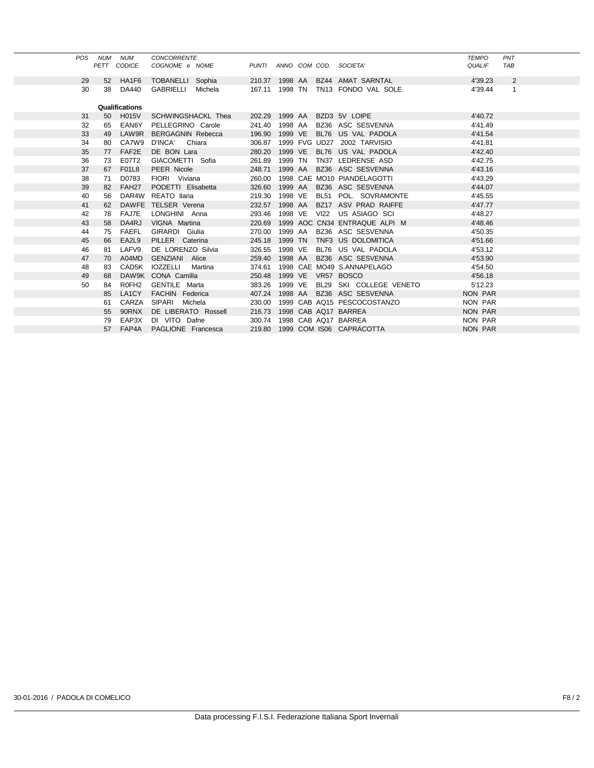| POS | NUM PETT | NUM CODICE | CONCORRENTE COGNOME e NOME | PUNTI | ANNO | COM | COD. | SOCIETA' | TEMPO QUALIF | PNT TAB |
|---|---|---|---|---|---|---|---|---|---|---|
| 29 | 52 | HA1F6 | TOBANELLI Sophia | 210.37 | 1998 | AA | BZ44 | AMAT SARNTAL | 4'39.23 | 2 |
| 30 | 38 | DA440 | GABRIELLI Michela | 167.11 | 1998 | TN | TN13 | FONDO VAL SOLE | 4'39.44 | 1 |
| | | **Qualifications** | | | | | | | | |
| 31 | 50 | H015V | SCHWINGSHACKL Thea | 202.29 | 1999 | AA | BZD3 | 5V LOIPE | 4'40.72 | |
| 32 | 65 | EAN6Y | PELLEGRINO Carole | 241.40 | 1998 | AA | BZ36 | ASC SESVENNA | 4'41.49 | |
| 33 | 49 | LAW9R | BERGAGNIN Rebecca | 196.90 | 1999 | VE | BL76 | US VAL PADOLA | 4'41.54 | |
| 34 | 80 | CA7W9 | D'INCA' Chiara | 306.87 | 1999 | FVG | UD27 | 2002 TARVISIO | 4'41.81 | |
| 35 | 77 | FAF2E | DE BON Lara | 280.20 | 1999 | VE | BL76 | US VAL PADOLA | 4'42.40 | |
| 36 | 73 | E07T2 | GIACOMETTI Sofia | 261.89 | 1999 | TN | TN37 | LEDRENSE ASD | 4'42.75 | |
| 37 | 67 | F01L8 | PEER Nicole | 248.71 | 1999 | AA | BZ36 | ASC SESVENNA | 4'43.16 | |
| 38 | 71 | D0783 | FIORI Viviana | 260.00 | 1998 | CAE | MO10 | PIANDELAGOTTI | 4'43.29 | |
| 39 | 82 | FAH27 | PODETTI Elisabetta | 326.60 | 1999 | AA | BZ36 | ASC SESVENNA | 4'44.07 | |
| 40 | 56 | DAR4W | REATO Ilaria | 219.30 | 1998 | VE | BL51 | POL. SOVRAMONTE | 4'45.55 | |
| 41 | 62 | DAWFE | TELSER Verena | 232.57 | 1998 | AA | BZ17 | ASV PRAD RAIFFE | 4'47.77 | |
| 42 | 78 | FAJ7E | LONGHINI Anna | 293.46 | 1998 | VE | VI22 | US ASIAGO SCI | 4'48.27 | |
| 43 | 58 | DA4RJ | VIGNA Martina | 220.69 | 1999 | AOC | CN34 | ENTRAQUE ALPI M | 4'48.46 | |
| 44 | 75 | FAEFL | GIRARDI Giulia | 270.00 | 1999 | AA | BZ36 | ASC SESVENNA | 4'50.35 | |
| 45 | 66 | EA2L9 | PILLER Caterina | 245.18 | 1999 | TN | TNF3 | US DOLOMITICA | 4'51.66 | |
| 46 | 81 | LAFV9 | DE LORENZO Silvia | 326.55 | 1998 | VE | BL76 | US VAL PADOLA | 4'53.12 | |
| 47 | 70 | A04MD | GENZIANI Alice | 259.40 | 1998 | AA | BZ36 | ASC SESVENNA | 4'53.90 | |
| 48 | 83 | CAD5K | IOZZELLI Martina | 374.61 | 1998 | CAE | MO49 | S.ANNAPELAGO | 4'54.50 | |
| 49 | 68 | DAW9K | CONA Camilla | 250.48 | 1999 | VE | VR57 | BOSCO | 4'56.18 | |
| 50 | 84 | R0FH2 | GENTILE Marta | 383.26 | 1999 | VE | BL29 | SKI COLLEGE VENETO | 5'12.23 | |
| | 85 | LA1CY | FACHIN Federica | 407.24 | 1998 | AA | BZ36 | ASC SESVENNA | NON PAR | |
| | 61 | CARZA | SIPARI Michela | 230.00 | 1999 | CAB | AQ15 | PESCOCOSTANZO | NON PAR | |
| | 55 | 90RNX | DE LIBERATO Rossell | 216.73 | 1998 | CAB | AQ17 | BARREA | NON PAR | |
| | 79 | EAP3X | DI VITO Dafne | 300.74 | 1998 | CAB | AQ17 | BARREA | NON PAR | |
| | 57 | FAP4A | PAGLIONE Francesca | 219.80 | 1999 | COM | IS06 | CAPRACOTTA | NON PAR | |

30-01-2016 / PADOLA DI COMELICO

Data processing F.I.S.I. Federazione Italiana Sport Invernali